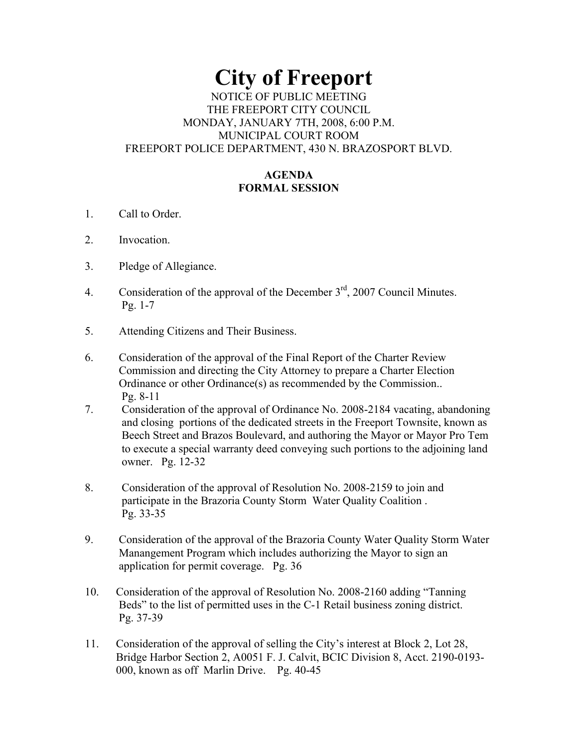# City of Freeport

NOTICE OF PUBLIC MEETING
THE FREEPORT CITY COUNCIL
MONDAY, JANUARY 7TH, 2008, 6:00 P.M.
MUNICIPAL COURT ROOM
FREEPORT POLICE DEPARTMENT, 430 N. BRAZOSPORT BLVD.

**AGENDA**
**FORMAL SESSION**

1. Call to Order.

2. Invocation.

3. Pledge of Allegiance.

4. Consideration of the approval of the December 3rd, 2007 Council Minutes. Pg. 1-7

5. Attending Citizens and Their Business.

6. Consideration of the approval of the Final Report of the Charter Review Commission and directing the City Attorney to prepare a Charter Election Ordinance or other Ordinance(s) as recommended by the Commission.. Pg. 8-11

7. Consideration of the approval of Ordinance No. 2008-2184 vacating, abandoning and closing portions of the dedicated streets in the Freeport Townsite, known as Beech Street and Brazos Boulevard, and authoring the Mayor or Mayor Pro Tem to execute a special warranty deed conveying such portions to the adjoining land owner. Pg. 12-32

8. Consideration of the approval of Resolution No. 2008-2159 to join and participate in the Brazoria County Storm Water Quality Coalition . Pg. 33-35

9. Consideration of the approval of the Brazoria County Water Quality Storm Water Manangement Program which includes authorizing the Mayor to sign an application for permit coverage. Pg. 36

10. Consideration of the approval of Resolution No. 2008-2160 adding "Tanning Beds" to the list of permitted uses in the C-1 Retail business zoning district. Pg. 37-39

11. Consideration of the approval of selling the City's interest at Block 2, Lot 28, Bridge Harbor Section 2, A0051 F. J. Calvit, BCIC Division 8, Acct. 2190-0193-000, known as off Marlin Drive. Pg. 40-45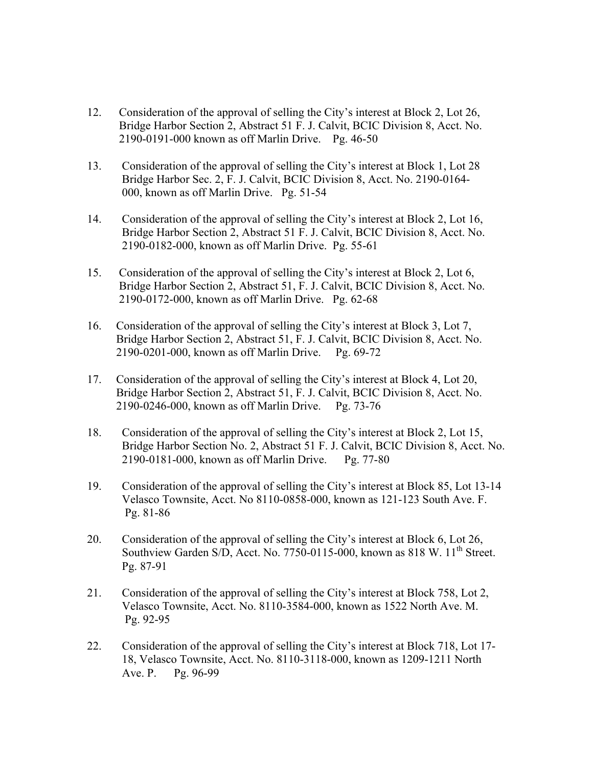12. Consideration of the approval of selling the City's interest at Block 2, Lot 26, Bridge Harbor Section 2, Abstract 51 F. J. Calvit, BCIC Division 8, Acct. No. 2190-0191-000 known as off Marlin Drive. Pg. 46-50

13. Consideration of the approval of selling the City's interest at Block 1, Lot 28 Bridge Harbor Sec. 2, F. J. Calvit, BCIC Division 8, Acct. No. 2190-0164-000, known as off Marlin Drive. Pg. 51-54

14. Consideration of the approval of selling the City's interest at Block 2, Lot 16, Bridge Harbor Section 2, Abstract 51 F. J. Calvit, BCIC Division 8, Acct. No. 2190-0182-000, known as off Marlin Drive. Pg. 55-61

15. Consideration of the approval of selling the City's interest at Block 2, Lot 6, Bridge Harbor Section 2, Abstract 51, F. J. Calvit, BCIC Division 8, Acct. No. 2190-0172-000, known as off Marlin Drive. Pg. 62-68

16. Consideration of the approval of selling the City's interest at Block 3, Lot 7, Bridge Harbor Section 2, Abstract 51, F. J. Calvit, BCIC Division 8, Acct. No. 2190-0201-000, known as off Marlin Drive. Pg. 69-72

17. Consideration of the approval of selling the City's interest at Block 4, Lot 20, Bridge Harbor Section 2, Abstract 51, F. J. Calvit, BCIC Division 8, Acct. No. 2190-0246-000, known as off Marlin Drive. Pg. 73-76

18. Consideration of the approval of selling the City's interest at Block 2, Lot 15, Bridge Harbor Section No. 2, Abstract 51 F. J. Calvit, BCIC Division 8, Acct. No. 2190-0181-000, known as off Marlin Drive. Pg. 77-80

19. Consideration of the approval of selling the City's interest at Block 85, Lot 13-14 Velasco Townsite, Acct. No 8110-0858-000, known as 121-123 South Ave. F. Pg. 81-86

20. Consideration of the approval of selling the City's interest at Block 6, Lot 26, Southview Garden S/D, Acct. No. 7750-0115-000, known as 818 W. 11th Street. Pg. 87-91

21. Consideration of the approval of selling the City's interest at Block 758, Lot 2, Velasco Townsite, Acct. No. 8110-3584-000, known as 1522 North Ave. M. Pg. 92-95

22. Consideration of the approval of selling the City's interest at Block 718, Lot 17-18, Velasco Townsite, Acct. No. 8110-3118-000, known as 1209-1211 North Ave. P. Pg. 96-99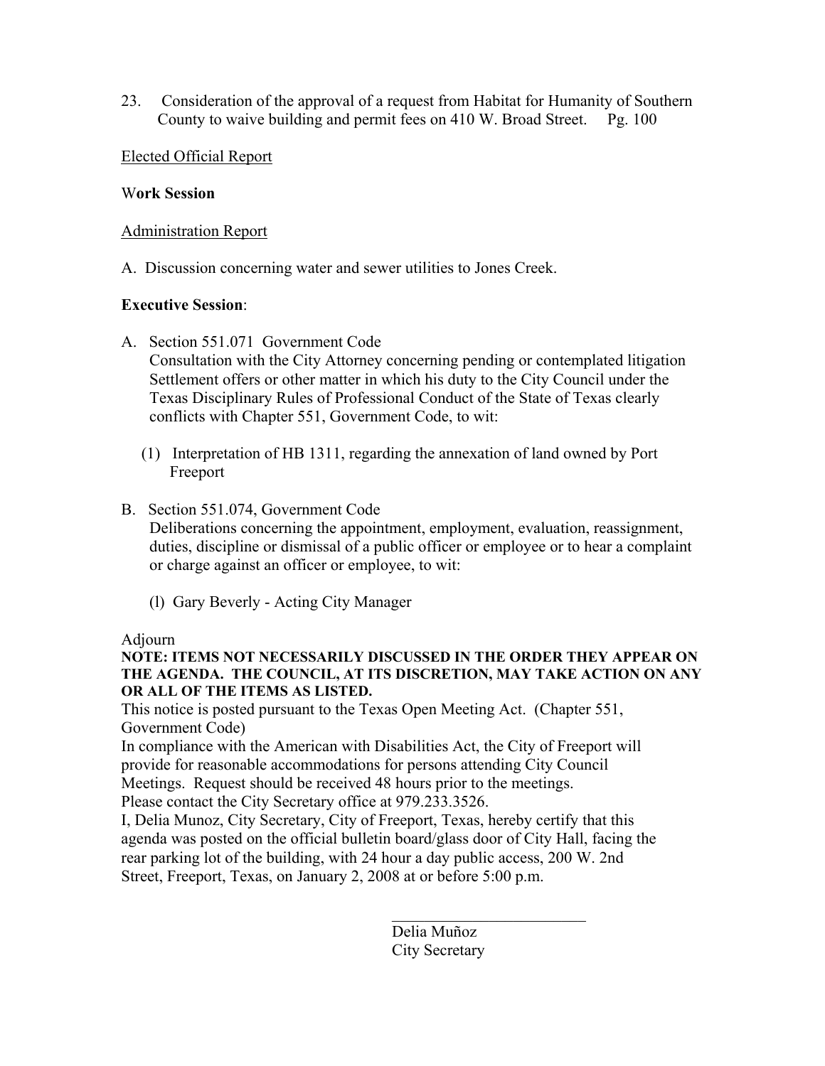23. Consideration of the approval of a request from Habitat for Humanity of Southern County to waive building and permit fees on 410 W. Broad Street. Pg. 100

Elected Official Report

**Work Session**

Administration Report

A. Discussion concerning water and sewer utilities to Jones Creek.

**Executive Session**:

A. Section 551.071 Government Code
   Consultation with the City Attorney concerning pending or contemplated litigation Settlement offers or other matter in which his duty to the City Council under the Texas Disciplinary Rules of Professional Conduct of the State of Texas clearly conflicts with Chapter 551, Government Code, to wit:

   (1) Interpretation of HB 1311, regarding the annexation of land owned by Port Freeport

B. Section 551.074, Government Code
   Deliberations concerning the appointment, employment, evaluation, reassignment, duties, discipline or dismissal of a public officer or employee or to hear a complaint or charge against an officer or employee, to wit:

   (l) Gary Beverly - Acting City Manager

Adjourn

**NOTE: ITEMS NOT NECESSARILY DISCUSSED IN THE ORDER THEY APPEAR ON THE AGENDA. THE COUNCIL, AT ITS DISCRETION, MAY TAKE ACTION ON ANY OR ALL OF THE ITEMS AS LISTED.**

This notice is posted pursuant to the Texas Open Meeting Act. (Chapter 551, Government Code)

In compliance with the American with Disabilities Act, the City of Freeport will provide for reasonable accommodations for persons attending City Council Meetings. Request should be received 48 hours prior to the meetings. Please contact the City Secretary office at 979.233.3526.

I, Delia Munoz, City Secretary, City of Freeport, Texas, hereby certify that this agenda was posted on the official bulletin board/glass door of City Hall, facing the rear parking lot of the building, with 24 hour a day public access, 200 W. 2nd Street, Freeport, Texas, on January 2, 2008 at or before 5:00 p.m.

\_\_\_\_\_\_\_\_\_\_\_\_\_\_\_\_\_\_\_\_\_\_\_\_

Delia Muñoz
City Secretary